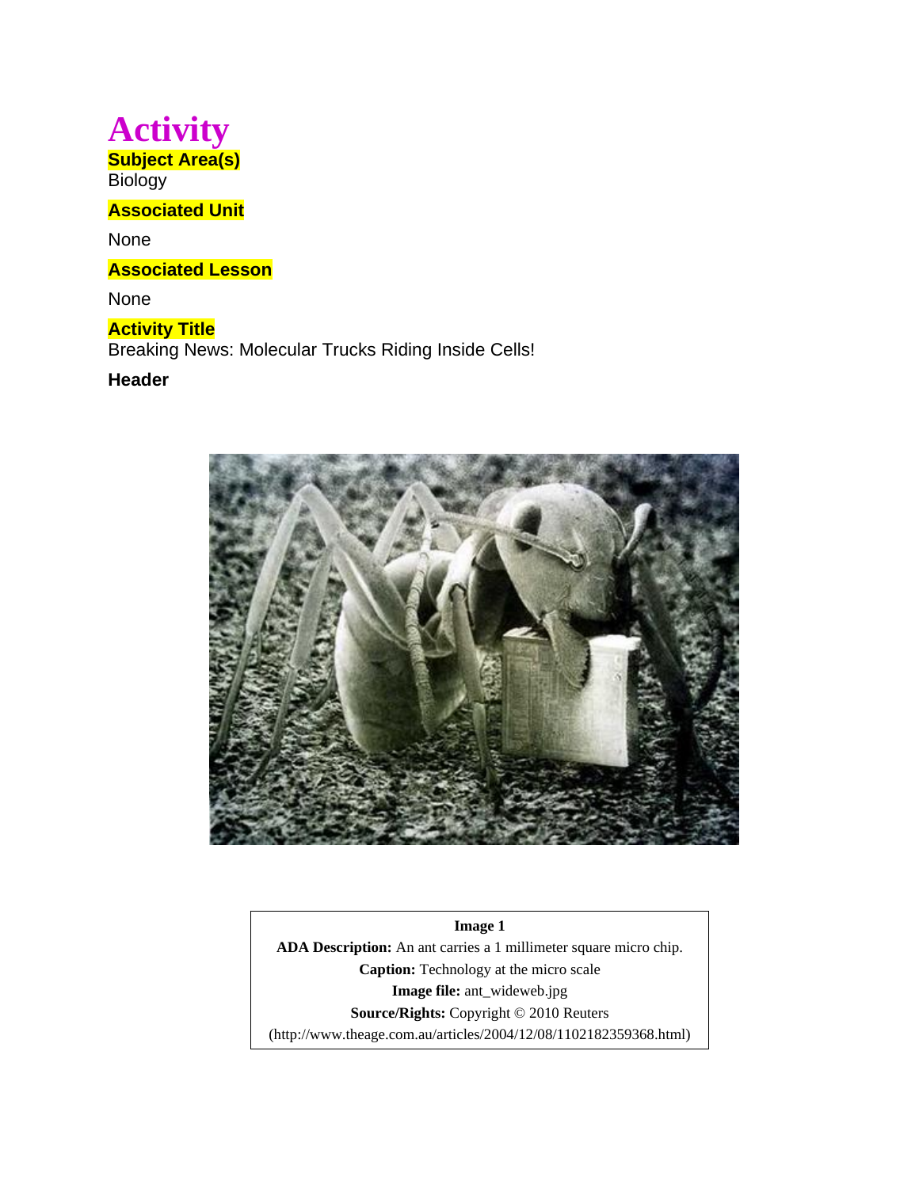# Activity

**Subject Area(s)**

Biology

**Associated Unit**

None

**Associated Lesson**

None

**Activity Title**

Breaking News: Molecular Trucks Riding Inside Cells!

**Header**

**Image 1**

**ADA Description:** An ant carries a 1 millimeter square micro chip.

**Caption:** Technology at the micro scale

**Image file:** ant_wideweb.jpg

**Source/Rights:** Copyright © 2010 Reuters (http://www.theage.com.au/articles/2004/12/08/1102182359368.html)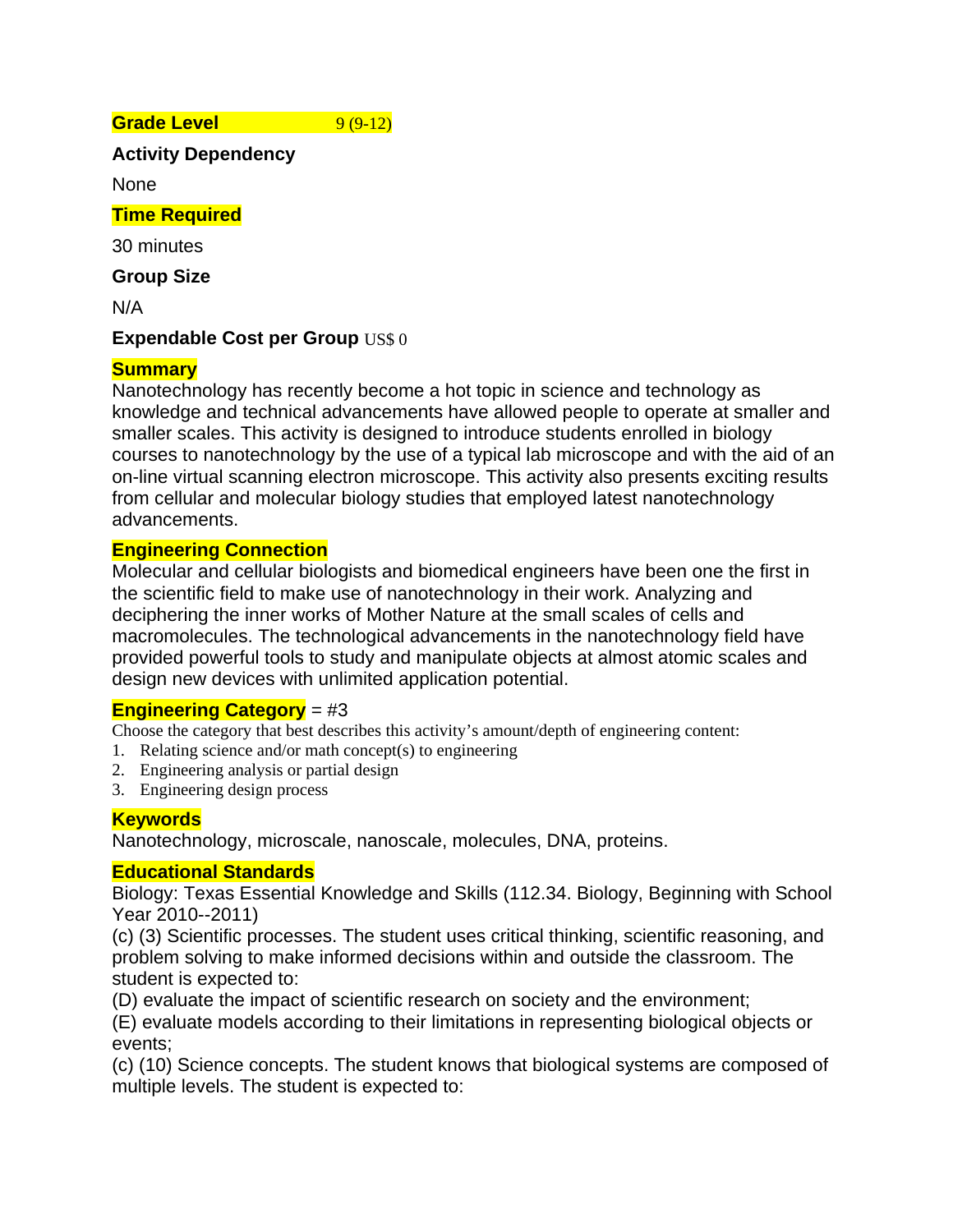**Grade Level** 9 (9-12)

**Activity Dependency**

None

**Time Required**

30 minutes

**Group Size**

N/A

**Expendable Cost per Group** US$ 0

**Summary**

Nanotechnology has recently become a hot topic in science and technology as knowledge and technical advancements have allowed people to operate at smaller and smaller scales. This activity is designed to introduce students enrolled in biology courses to nanotechnology by the use of a typical lab microscope and with the aid of an on-line virtual scanning electron microscope. This activity also presents exciting results from cellular and molecular biology studies that employed latest nanotechnology advancements.

**Engineering Connection**

Molecular and cellular biologists and biomedical engineers have been one the first in the scientific field to make use of nanotechnology in their work. Analyzing and deciphering the inner works of Mother Nature at the small scales of cells and macromolecules. The technological advancements in the nanotechnology field have provided powerful tools to study and manipulate objects at almost atomic scales and design new devices with unlimited application potential.

**Engineering Category** = #3

Choose the category that best describes this activity's amount/depth of engineering content:

1. Relating science and/or math concept(s) to engineering
2. Engineering analysis or partial design
3. Engineering design process

**Keywords**

Nanotechnology, microscale, nanoscale, molecules, DNA, proteins.

**Educational Standards**

Biology: Texas Essential Knowledge and Skills (112.34. Biology, Beginning with School Year 2010--2011)

(c) (3) Scientific processes. The student uses critical thinking, scientific reasoning, and problem solving to make informed decisions within and outside the classroom. The student is expected to:

(D) evaluate the impact of scientific research on society and the environment;

(E) evaluate models according to their limitations in representing biological objects or events;

(c) (10) Science concepts. The student knows that biological systems are composed of multiple levels. The student is expected to: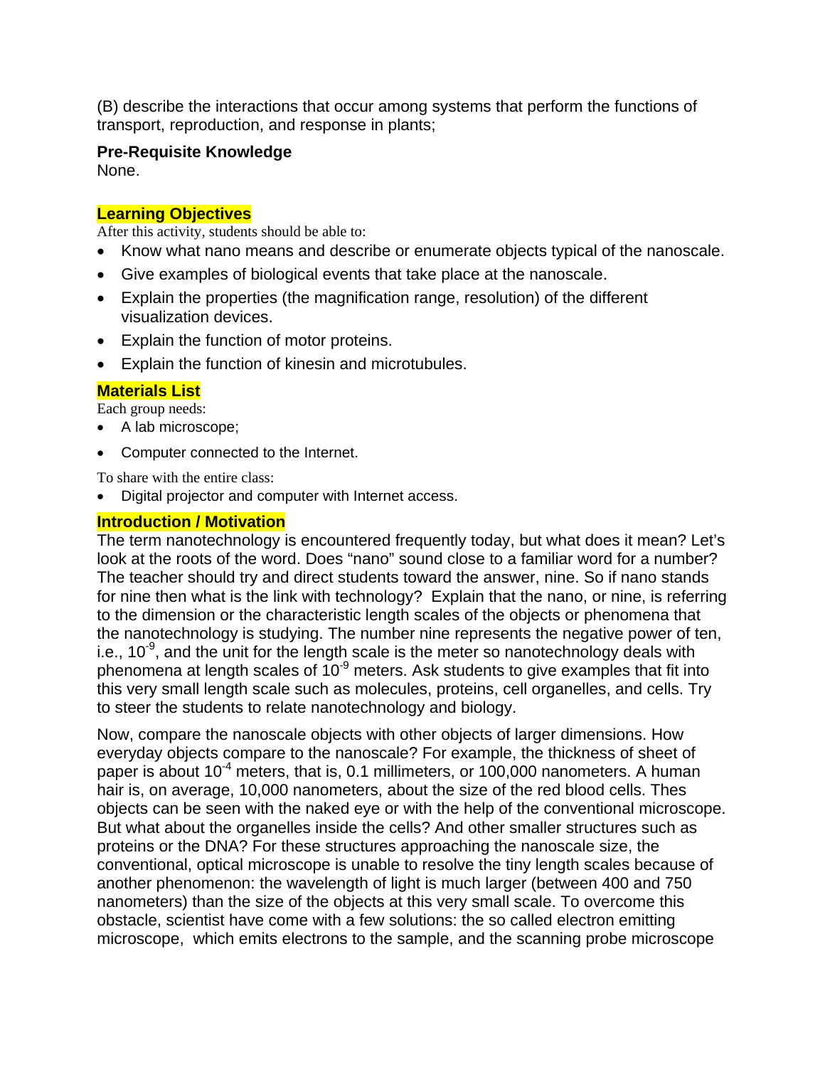(B) describe the interactions that occur among systems that perform the functions of transport, reproduction, and response in plants;

**Pre-Requisite Knowledge**
None.

## Learning Objectives

After this activity, students should be able to:

- Know what nano means and describe or enumerate objects typical of the nanoscale.
- Give examples of biological events that take place at the nanoscale.
- Explain the properties (the magnification range, resolution) of the different visualization devices.
- Explain the function of motor proteins.
- Explain the function of kinesin and microtubules.

## Materials List

Each group needs:

- A lab microscope;
- Computer connected to the Internet.

To share with the entire class:

- Digital projector and computer with Internet access.

## Introduction / Motivation

The term nanotechnology is encountered frequently today, but what does it mean? Let's look at the roots of the word. Does "nano" sound close to a familiar word for a number? The teacher should try and direct students toward the answer, nine. So if nano stands for nine then what is the link with technology? Explain that the nano, or nine, is referring to the dimension or the characteristic length scales of the objects or phenomena that the nanotechnology is studying. The number nine represents the negative power of ten, i.e., $10^{-9}$, and the unit for the length scale is the meter so nanotechnology deals with phenomena at length scales of $10^{-9}$ meters. Ask students to give examples that fit into this very small length scale such as molecules, proteins, cell organelles, and cells. Try to steer the students to relate nanotechnology and biology.

Now, compare the nanoscale objects with other objects of larger dimensions. How everyday objects compare to the nanoscale? For example, the thickness of sheet of paper is about $10^{-4}$ meters, that is, 0.1 millimeters, or 100,000 nanometers. A human hair is, on average, 10,000 nanometers, about the size of the red blood cells. Thes objects can be seen with the naked eye or with the help of the conventional microscope. But what about the organelles inside the cells? And other smaller structures such as proteins or the DNA? For these structures approaching the nanoscale size, the conventional, optical microscope is unable to resolve the tiny length scales because of another phenomenon: the wavelength of light is much larger (between 400 and 750 nanometers) than the size of the objects at this very small scale. To overcome this obstacle, scientist have come with a few solutions: the so called electron emitting microscope, which emits electrons to the sample, and the scanning probe microscope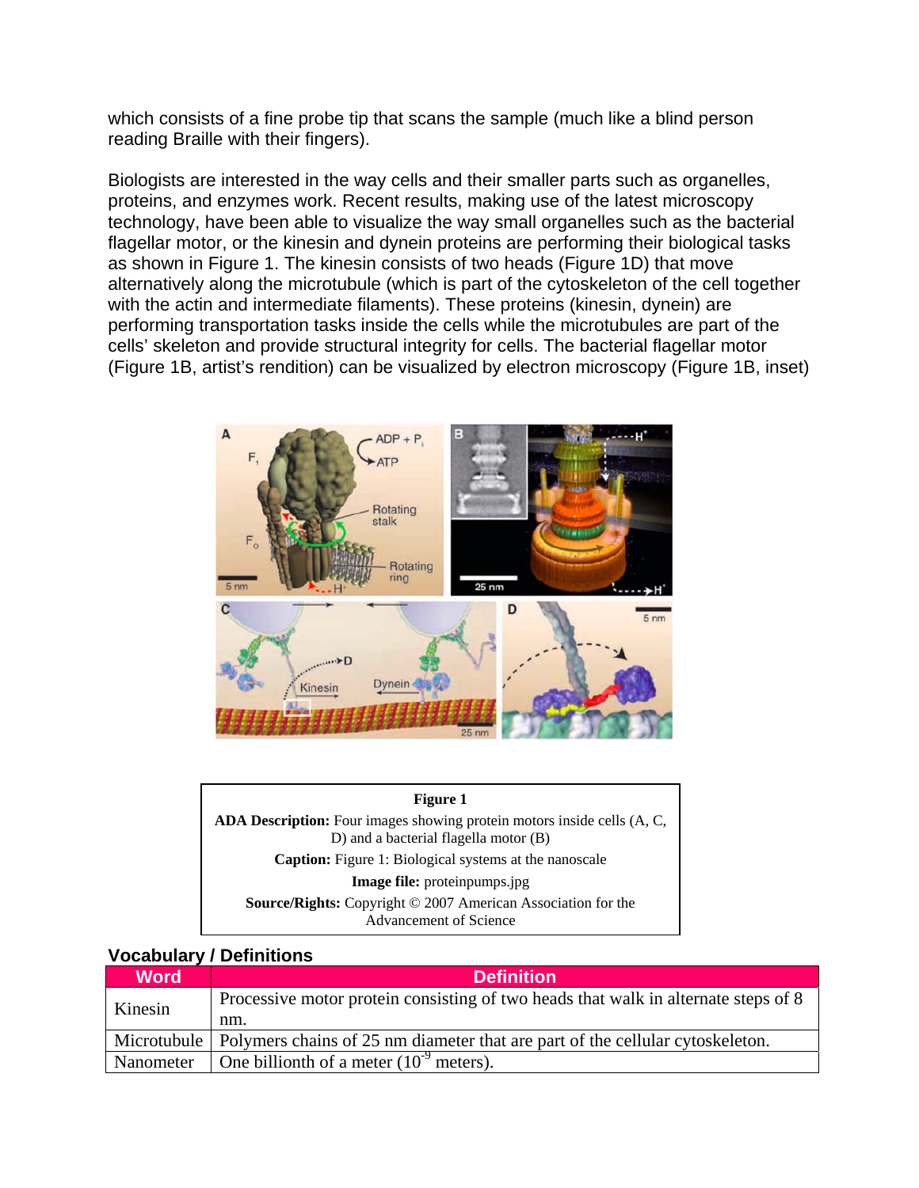which consists of a fine probe tip that scans the sample (much like a blind person reading Braille with their fingers).

Biologists are interested in the way cells and their smaller parts such as organelles, proteins, and enzymes work. Recent results, making use of the latest microscopy technology, have been able to visualize the way small organelles such as the bacterial flagellar motor, or the kinesin and dynein proteins are performing their biological tasks as shown in Figure 1. The kinesin consists of two heads (Figure 1D) that move alternatively along the microtubule (which is part of the cytoskeleton of the cell together with the actin and intermediate filaments). These proteins (kinesin, dynein) are performing transportation tasks inside the cells while the microtubules are part of the cells' skeleton and provide structural integrity for cells. The bacterial flagellar motor (Figure 1B, artist's rendition) can be visualized by electron microscopy (Figure 1B, inset)

**Figure 1**

**ADA Description:** Four images showing protein motors inside cells (A, C, D) and a bacterial flagella motor (B)

**Caption:** Figure 1: Biological systems at the nanoscale

**Image file:** proteinpumps.jpg

**Source/Rights:** Copyright © 2007 American Association for the Advancement of Science

### Vocabulary / Definitions

| Word | Definition |
|---|---|
| Kinesin | Processive motor protein consisting of two heads that walk in alternate steps of 8 nm. |
| Microtubule | Polymers chains of 25 nm diameter that are part of the cellular cytoskeleton. |
| Nanometer | One billionth of a meter ($10^{-9}$ meters). |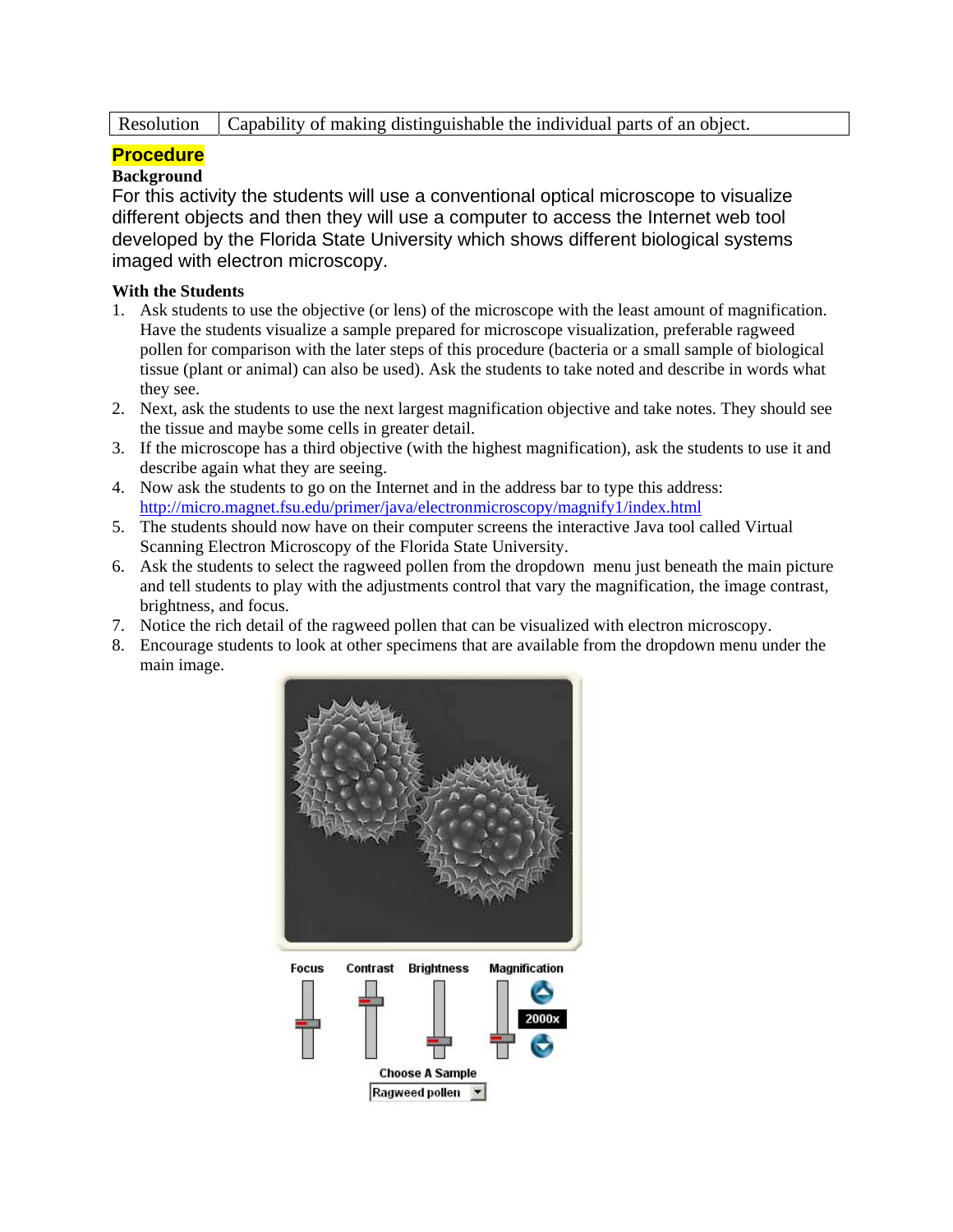| Resolution | Capability of making distinguishable the individual parts of an object. |
|---|---|

## Procedure

**Background**

For this activity the students will use a conventional optical microscope to visualize different objects and then they will use a computer to access the Internet web tool developed by the Florida State University which shows different biological systems imaged with electron microscopy.

**With the Students**

1. Ask students to use the objective (or lens) of the microscope with the least amount of magnification. Have the students visualize a sample prepared for microscope visualization, preferable ragweed pollen for comparison with the later steps of this procedure (bacteria or a small sample of biological tissue (plant or animal) can also be used). Ask the students to take noted and describe in words what they see.
2. Next, ask the students to use the next largest magnification objective and take notes. They should see the tissue and maybe some cells in greater detail.
3. If the microscope has a third objective (with the highest magnification), ask the students to use it and describe again what they are seeing.
4. Now ask the students to go on the Internet and in the address bar to type this address: http://micro.magnet.fsu.edu/primer/java/electronmicroscopy/magnify1/index.html
5. The students should now have on their computer screens the interactive Java tool called Virtual Scanning Electron Microscopy of the Florida State University.
6. Ask the students to select the ragweed pollen from the dropdown menu just beneath the main picture and tell students to play with the adjustments control that vary the magnification, the image contrast, brightness, and focus.
7. Notice the rich detail of the ragweed pollen that can be visualized with electron microscopy.
8. Encourage students to look at other specimens that are available from the dropdown menu under the main image.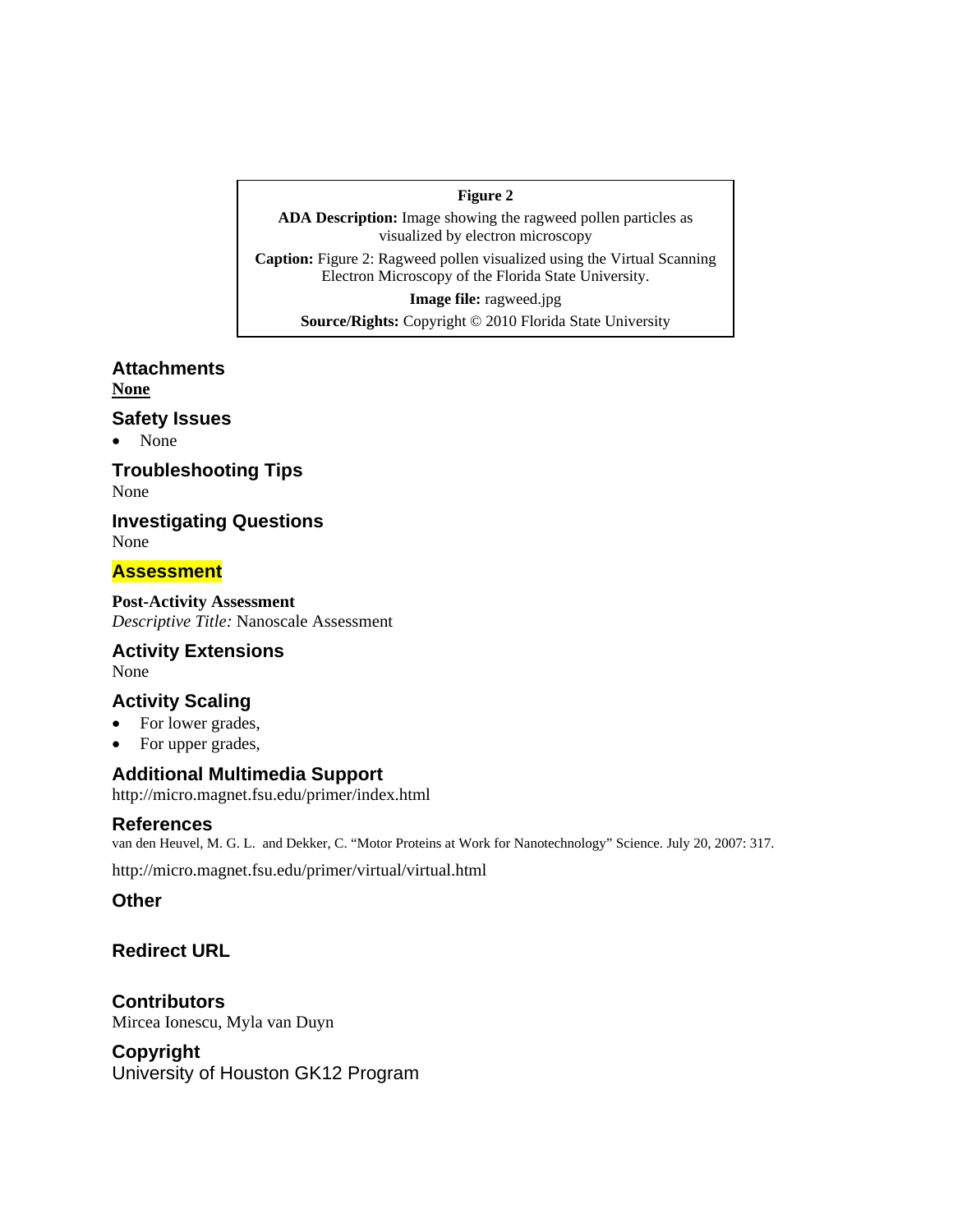**Figure 2**

**ADA Description:** Image showing the ragweed pollen particles as visualized by electron microscopy

**Caption:** Figure 2: Ragweed pollen visualized using the Virtual Scanning Electron Microscopy of the Florida State University.

**Image file:** ragweed.jpg

**Source/Rights:** Copyright © 2010 Florida State University

## Attachments

**None**

## Safety Issues

- None

## Troubleshooting Tips

None

## Investigating Questions

None

## Assessment

**Post-Activity Assessment**

*Descriptive Title:* Nanoscale Assessment

## Activity Extensions

None

## Activity Scaling

- For lower grades,
- For upper grades,

## Additional Multimedia Support

http://micro.magnet.fsu.edu/primer/index.html

## References

van den Heuvel, M. G. L. and Dekker, C. "Motor Proteins at Work for Nanotechnology" Science. July 20, 2007: 317.

http://micro.magnet.fsu.edu/primer/virtual/virtual.html

## Other

## Redirect URL

## Contributors

Mircea Ionescu, Myla van Duyn

## Copyright

University of Houston GK12 Program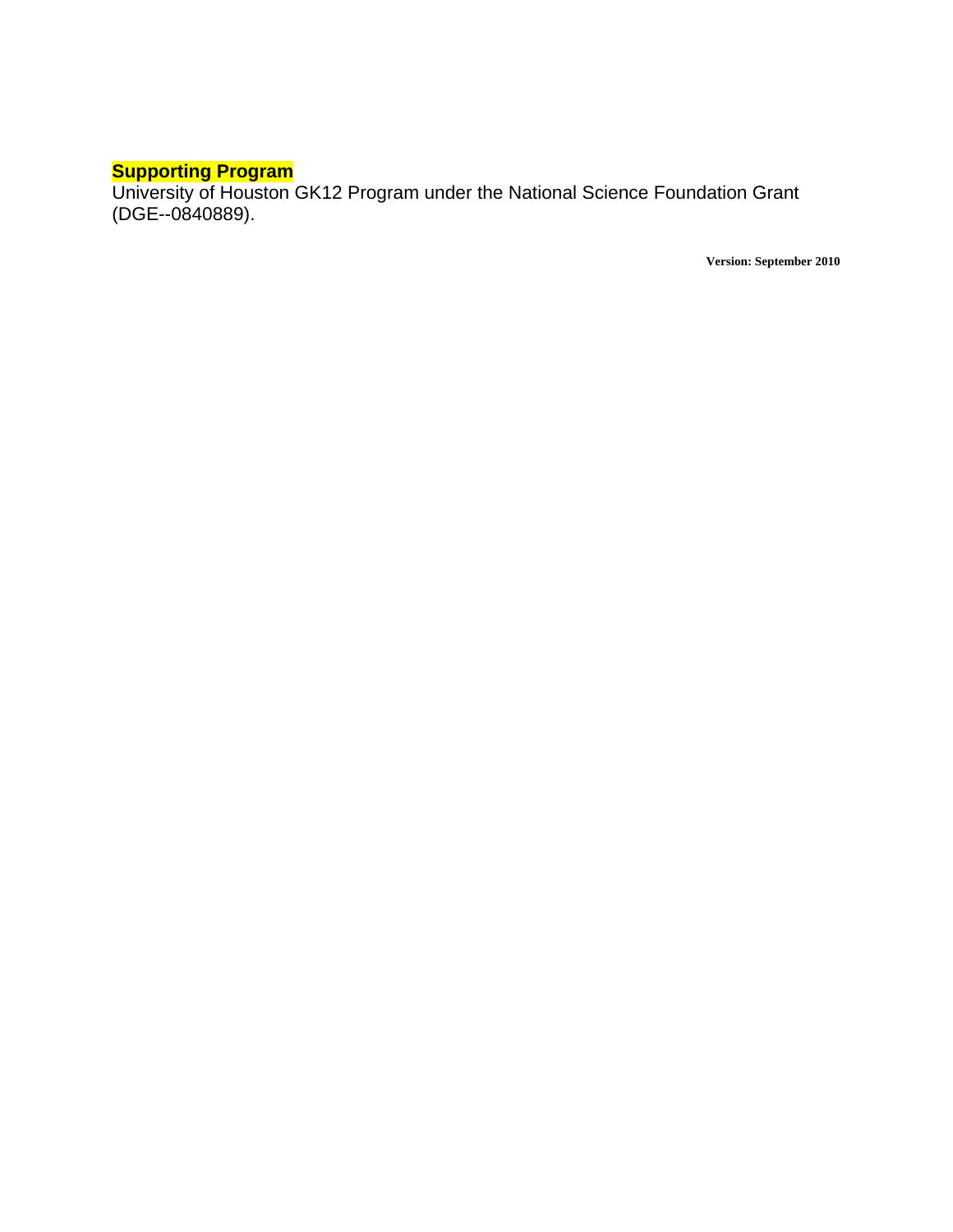**Supporting Program**

University of Houston GK12 Program under the National Science Foundation Grant (DGE--0840889).

**Version: September 2010**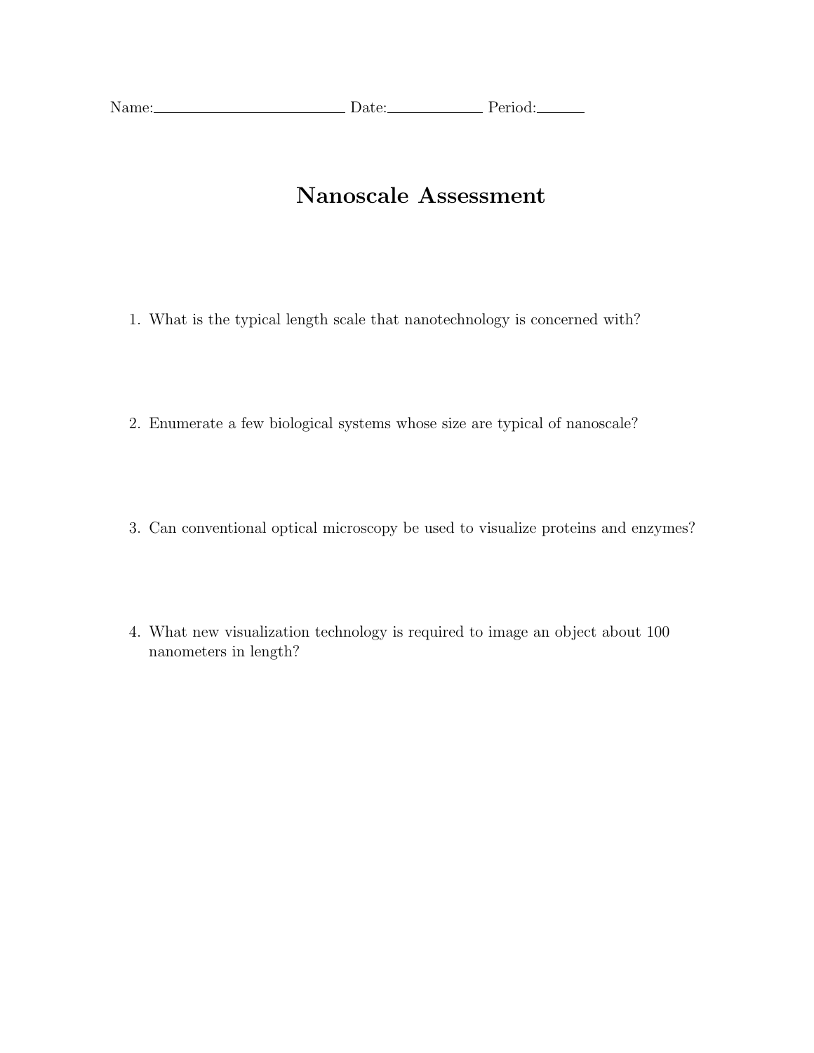Name:\_\_\_\_\_\_\_\_\_\_\_\_\_\_\_\_\_\_\_\_\_\_\_\_ Date:\_\_\_\_\_\_\_\_\_\_\_\_ Period:\_\_\_\_\_\_

# Nanoscale Assessment

1. What is the typical length scale that nanotechnology is concerned with?

2. Enumerate a few biological systems whose size are typical of nanoscale?

3. Can conventional optical microscopy be used to visualize proteins and enzymes?

4. What new visualization technology is required to image an object about 100 nanometers in length?